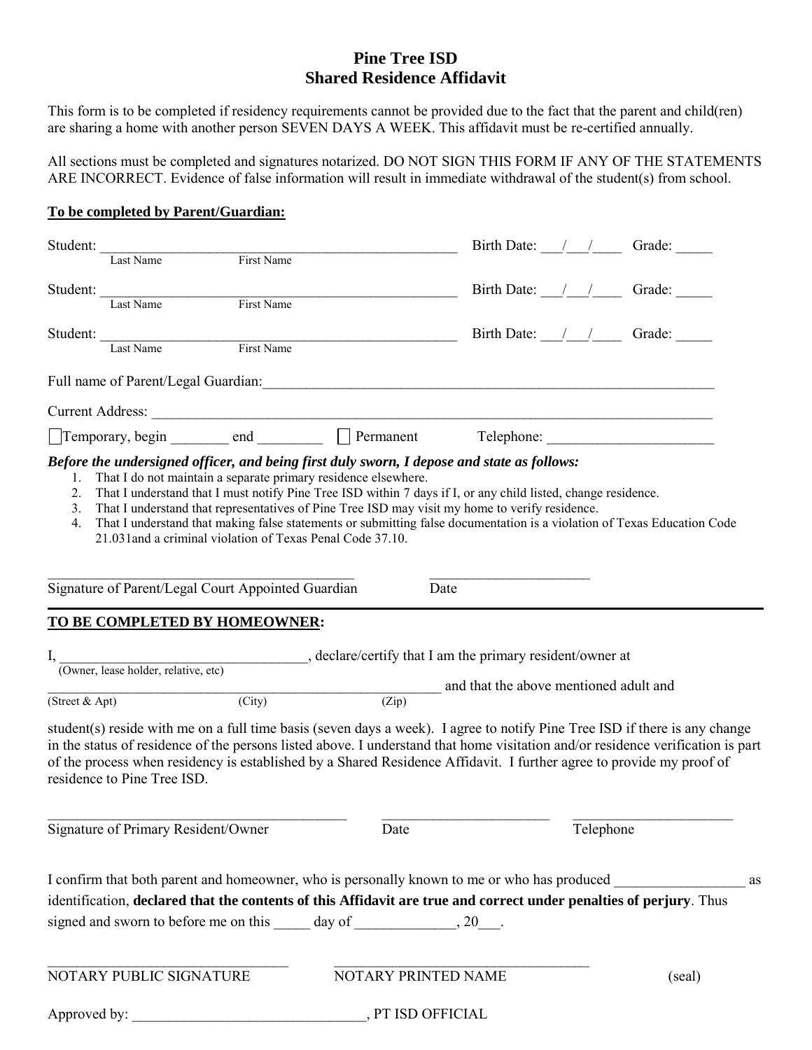# Pine Tree ISD
## Shared Residence Affidavit

This form is to be completed if residency requirements cannot be provided due to the fact that the parent and child(ren) are sharing a home with another person SEVEN DAYS A WEEK. This affidavit must be re-certified annually.

All sections must be completed and signatures notarized. DO NOT SIGN THIS FORM IF ANY OF THE STATEMENTS ARE INCORRECT. Evidence of false information will result in immediate withdrawal of the student(s) from school.

**To be completed by Parent/Guardian:**

Student: ___________________________________________ Birth Date: ___/___/____ Grade: _____
Last Name First Name

Student: ___________________________________________ Birth Date: ___/___/____ Grade: _____
Last Name First Name

Student: ___________________________________________ Birth Date: ___/___/____ Grade: _____
Last Name First Name

Full name of Parent/Legal Guardian: ______________________________________________________________

Current Address: ______________________________________________________________________________

☐ Temporary, begin ________ end _________ ☐ Permanent Telephone: ______________________

***Before the undersigned officer, and being first duly sworn, I depose and state as follows:***

1. That I do not maintain a separate primary residence elsewhere.
2. That I understand that I must notify Pine Tree ISD within 7 days if I, or any child listed, change residence.
3. That I understand that representatives of Pine Tree ISD may visit my home to verify residence.
4. That I understand that making false statements or submitting false documentation is a violation of Texas Education Code 21.031and a criminal violation of Texas Penal Code 37.10.

_____________________________________________ ______________________
Signature of Parent/Legal Court Appointed Guardian Date

**TO BE COMPLETED BY HOMEOWNER:**

I, __________________________________, declare/certify that I am the primary resident/owner at
(Owner, lease holder, relative, etc)

_________________________________________________________ and that the above mentioned adult and
(Street & Apt) (City) (Zip)

student(s) reside with me on a full time basis (seven days a week). I agree to notify Pine Tree ISD if there is any change in the status of residence of the persons listed above. I understand that home visitation and/or residence verification is part of the process when residency is established by a Shared Residence Affidavit. I further agree to provide my proof of residence to Pine Tree ISD.

____________________________________________ ________________________ ______________________
Signature of Primary Resident/Owner Date Telephone

I confirm that both parent and homeowner, who is personally known to me or who has produced __________________ as identification, **declared that the contents of this Affidavit are true and correct under penalties of perjury**. Thus signed and sworn to before me on this _____ day of ______________, 20___.

___________________________________ ___________________________________
NOTARY PUBLIC SIGNATURE NOTARY PRINTED NAME (seal)

Approved by: ________________________________, PT ISD OFFICIAL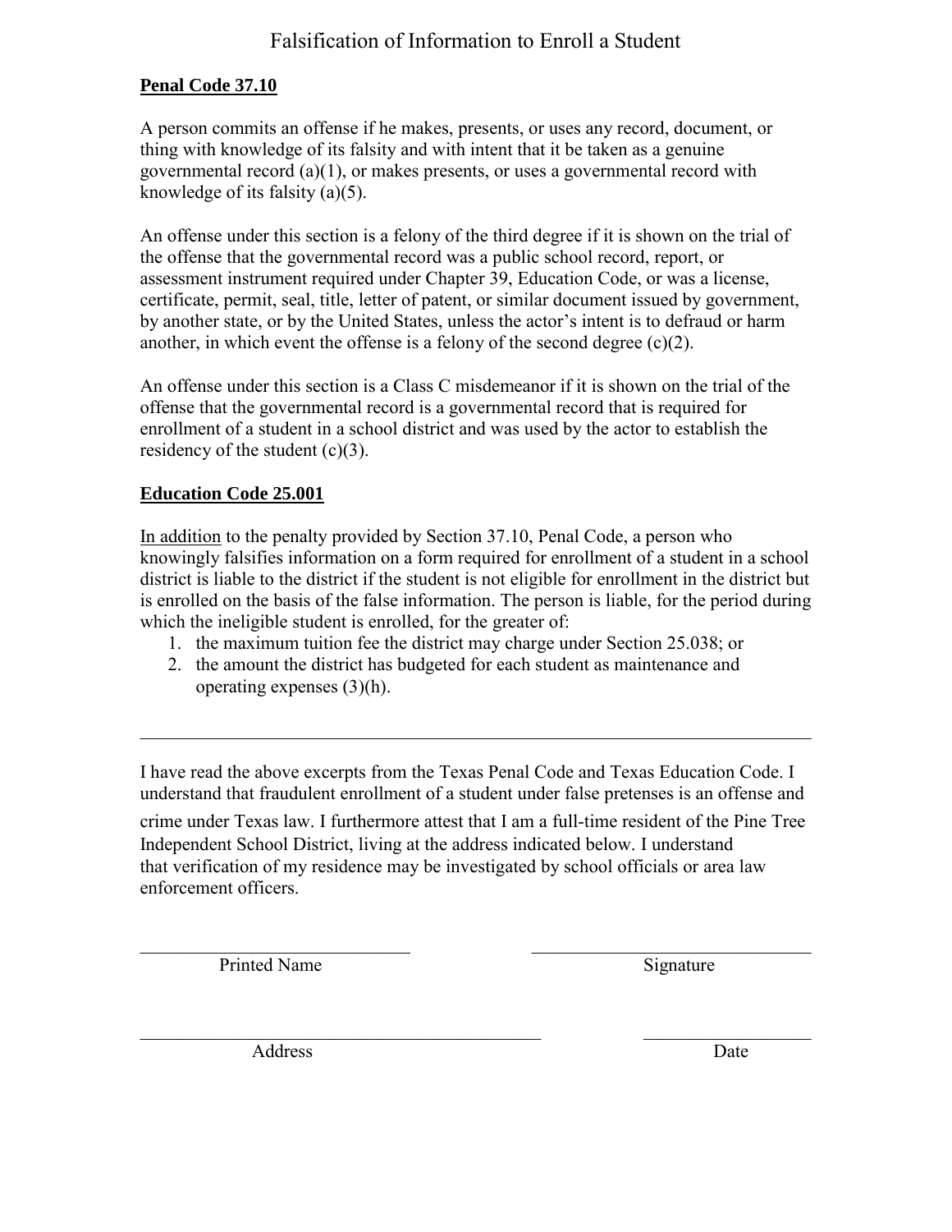# Falsification of Information to Enroll a Student

**Penal Code 37.10**

A person commits an offense if he makes, presents, or uses any record, document, or thing with knowledge of its falsity and with intent that it be taken as a genuine governmental record (a)(1), or makes presents, or uses a governmental record with knowledge of its falsity (a)(5).

An offense under this section is a felony of the third degree if it is shown on the trial of the offense that the governmental record was a public school record, report, or assessment instrument required under Chapter 39, Education Code, or was a license, certificate, permit, seal, title, letter of patent, or similar document issued by government, by another state, or by the United States, unless the actor's intent is to defraud or harm another, in which event the offense is a felony of the second degree (c)(2).

An offense under this section is a Class C misdemeanor if it is shown on the trial of the offense that the governmental record is a governmental record that is required for enrollment of a student in a school district and was used by the actor to establish the residency of the student (c)(3).

**Education Code 25.001**

In addition to the penalty provided by Section 37.10, Penal Code, a person who knowingly falsifies information on a form required for enrollment of a student in a school district is liable to the district if the student is not eligible for enrollment in the district but is enrolled on the basis of the false information. The person is liable, for the period during which the ineligible student is enrolled, for the greater of:

1. the maximum tuition fee the district may charge under Section 25.038; or
2. the amount the district has budgeted for each student as maintenance and operating expenses (3)(h).

---

I have read the above excerpts from the Texas Penal Code and Texas Education Code. I understand that fraudulent enrollment of a student under false pretenses is an offense and crime under Texas law. I furthermore attest that I am a full-time resident of the Pine Tree Independent School District, living at the address indicated below. I understand that verification of my residence may be investigated by school officials or area law enforcement officers.

\_\_\_\_\_\_\_\_\_\_\_\_\_\_\_\_\_\_\_\_\_\_\_\_\_\_\_\_ \_\_\_\_\_\_\_\_\_\_\_\_\_\_\_\_\_\_\_\_\_\_\_\_\_\_\_\_

Printed Name Signature

\_\_\_\_\_\_\_\_\_\_\_\_\_\_\_\_\_\_\_\_\_\_\_\_\_\_\_\_\_\_\_\_\_\_\_\_\_\_\_\_ \_\_\_\_\_\_\_\_\_\_\_\_\_\_\_\_\_\_

Address Date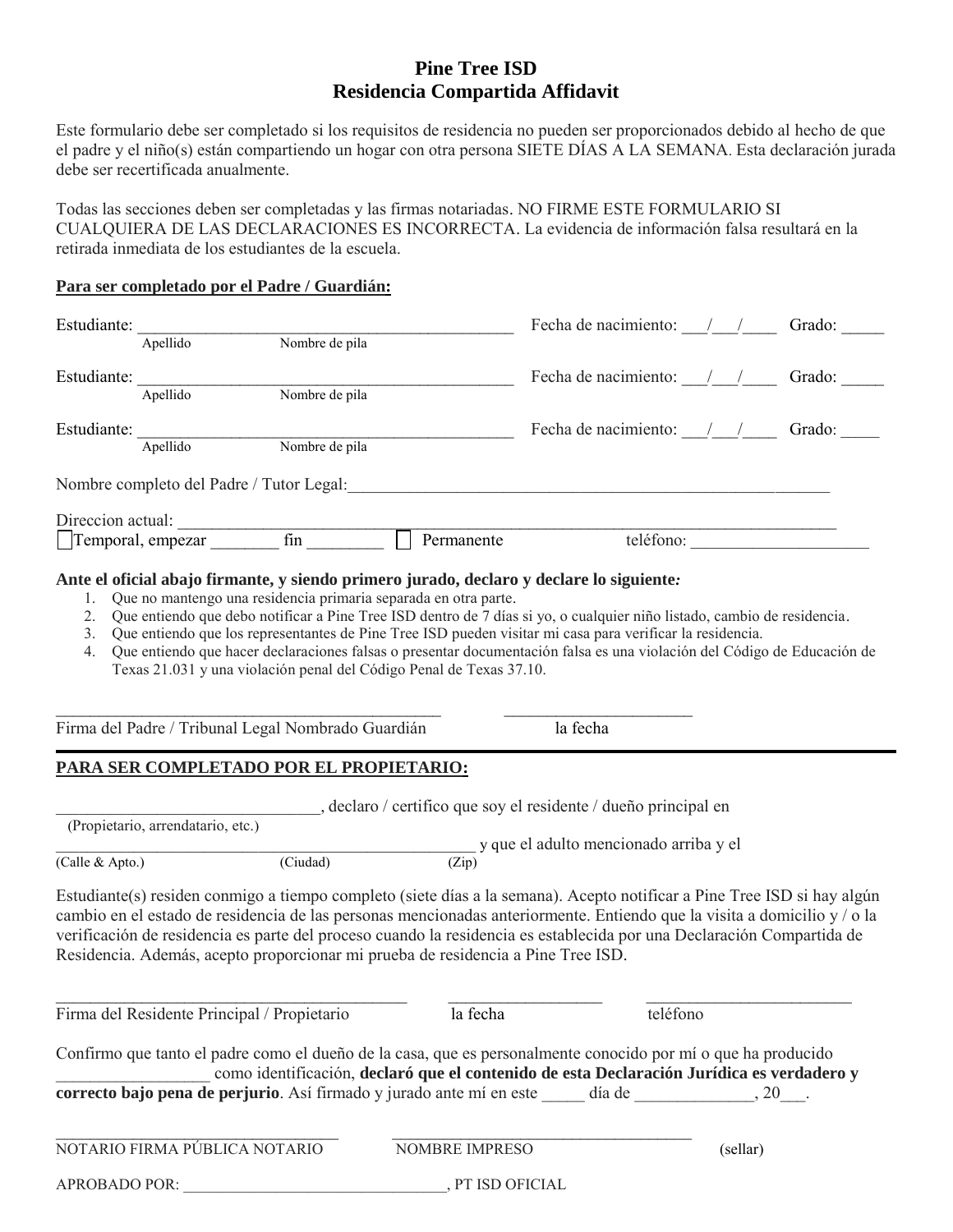# Pine Tree ISD
# Residencia Compartida Affidavit

Este formulario debe ser completado si los requisitos de residencia no pueden ser proporcionados debido al hecho de que el padre y el niño(s) están compartiendo un hogar con otra persona SIETE DÍAS A LA SEMANA. Esta declaración jurada debe ser recertificada anualmente.

Todas las secciones deben ser completadas y las firmas notariadas. NO FIRME ESTE FORMULARIO SI CUALQUIERA DE LAS DECLARACIONES ES INCORRECTA. La evidencia de información falsa resultará en la retirada inmediata de los estudiantes de la escuela.

**Para ser completado por el Padre / Guardián:**

Estudiante: ______________________________________________ Fecha de nacimiento: ___/___/____ Grado: _____
Apellido Nombre de pila

Estudiante: ______________________________________________ Fecha de nacimiento: ___/___/____ Grado: _____
Apellido Nombre de pila

Estudiante: ______________________________________________ Fecha de nacimiento: ___/___/____ Grado: _____
Apellido Nombre de pila

Nombre completo del Padre / Tutor Legal:___________________________________________________________

Direccion actual: ___________________________________________________________________________________

☐ Temporal, empezar ________ fin _________ ☐ Permanente teléfono: _____________________

**Ante el oficial abajo firmante, y siendo primero jurado, declaro y declare lo siguiente:**

1. Que no mantengo una residencia primaria separada en otra parte.
2. Que entiendo que debo notificar a Pine Tree ISD dentro de 7 días si yo, o cualquier niño listado, cambio de residencia.
3. Que entiendo que los representantes de Pine Tree ISD pueden visitar mi casa para verificar la residencia.
4. Que entiendo que hacer declaraciones falsas o presentar documentación falsa es una violación del Código de Educación de Texas 21.031 y una violación penal del Código Penal de Texas 37.10.

_______________________________________________ _______________________
Firma del Padre / Tribunal Legal Nombrado Guardián la fecha

---

**PARA SER COMPLETADO POR EL PROPIETARIO:**

_______________________________, declaro / certifico que soy el residente / dueño principal en
(Propietario, arrendatario, etc.)

__________________________________________________ y que el adulto mencionado arriba y el
(Calle & Apto.) (Ciudad) (Zip)

Estudiante(s) residen conmigo a tiempo completo (siete días a la semana). Acepto notificar a Pine Tree ISD si hay algún cambio en el estado de residencia de las personas mencionadas anteriormente. Entiendo que la visita a domicilio y / o la verificación de residencia es parte del proceso cuando la residencia es establecida por una Declaración Compartida de Residencia. Además, acepto proporcionar mi prueba de residencia a Pine Tree ISD.

___________________________________________ ___________________ _________________________
Firma del Residente Principal / Propietario la fecha teléfono

Confirmo que tanto el padre como el dueño de la casa, que es personalmente conocido por mí o que ha producido __________________ como identificación, **declaró que el contenido de esta Declaración Jurídica es verdadero y correcto bajo pena de perjurio**. Así firmado y jurado ante mí en este _____ día de ______________, 20___.

___________________________________ _____________________________________
NOTARIO FIRMA PÚBLICA NOTARIO NOMBRE IMPRESO (sellar)

APROBADO POR: _________________________________, PT ISD OFICIAL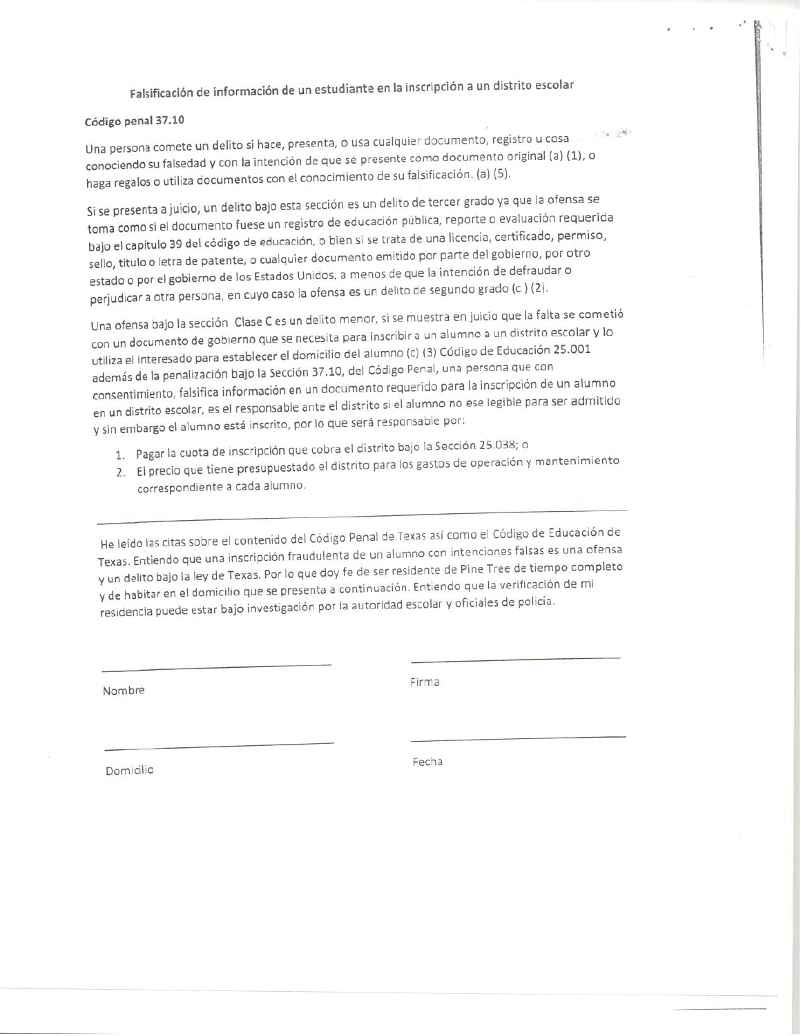## Falsificación de información de un estudiante en la inscripción a un distrito escolar

**Código penal 37.10**

Una persona comete un delito si hace, presenta, o usa cualquier documento, registro u cosa conociendo su falsedad y con la intención de que se presente como documento original (a) (1), o haga regalos o utiliza documentos con el conocimiento de su falsificación. (a) (5).

Si se presenta a juicio, un delito bajo esta sección es un delito de tercer grado ya que la ofensa se toma como si el documento fuese un registro de educación pública, reporte o evaluación requerida bajo el capítulo 39 del código de educación, o bien si se trata de una licencia, certificado, permiso, sello, titulo o letra de patente, o cualquier documento emitido por parte del gobierno, por otro estado o por el gobierno de los Estados Unidos, a menos de que la intención de defraudar o perjudicar a otra persona, en cuyo caso la ofensa es un delito de segundo grado (c ) (2).

Una ofensa bajo la sección Clase C es un delito menor, si se muestra en juicio que la falta se cometió con un documento de gobierno que se necesita para inscribir a un alumno a un distrito escolar y lo utiliza el interesado para establecer el domicilio del alumno (c) (3) Código de Educación 25.001 además de la penalización bajo la Sección 37.10, del Código Penal, una persona que con consentimiento, falsifica información en un documento requerido para la inscripción de un alumno en un distrito escolar, es el responsable ante el distrito si el alumno no ese legible para ser admitido y sin embargo el alumno está inscrito, por lo que será responsable por:

1. Pagar la cuota de inscripción que cobra el distrito bajo la Sección 25.038; o
2. El precio que tiene presupuestado el distrito para los gastos de operación y mantenimiento correspondiente a cada alumno.

---

He leído las citas sobre el contenido del Código Penal de Texas así como el Código de Educación de Texas. Entiendo que una inscripción fraudulenta de un alumno con intenciones falsas es una ofensa y un delito bajo la ley de Texas. Por lo que doy fe de ser residente de Pine Tree de tiempo completo y de habitar en el domicilio que se presenta a continuación. Entiendo que la verificación de mi residencia puede estar bajo investigación por la autoridad escolar y oficiales de policía.

\_\_\_\_\_\_\_\_\_\_\_\_\_\_\_\_\_\_\_\_\_\_\_\_\_\_\_\_\_\_ 
Nombre

\_\_\_\_\_\_\_\_\_\_\_\_\_\_\_\_\_\_\_\_\_\_\_\_\_\_\_\_\_\_ 
Firma

\_\_\_\_\_\_\_\_\_\_\_\_\_\_\_\_\_\_\_\_\_\_\_\_\_\_\_\_\_\_ 
Domicilio

\_\_\_\_\_\_\_\_\_\_\_\_\_\_\_\_\_\_\_\_\_\_\_\_\_\_\_\_\_\_ 
Fecha